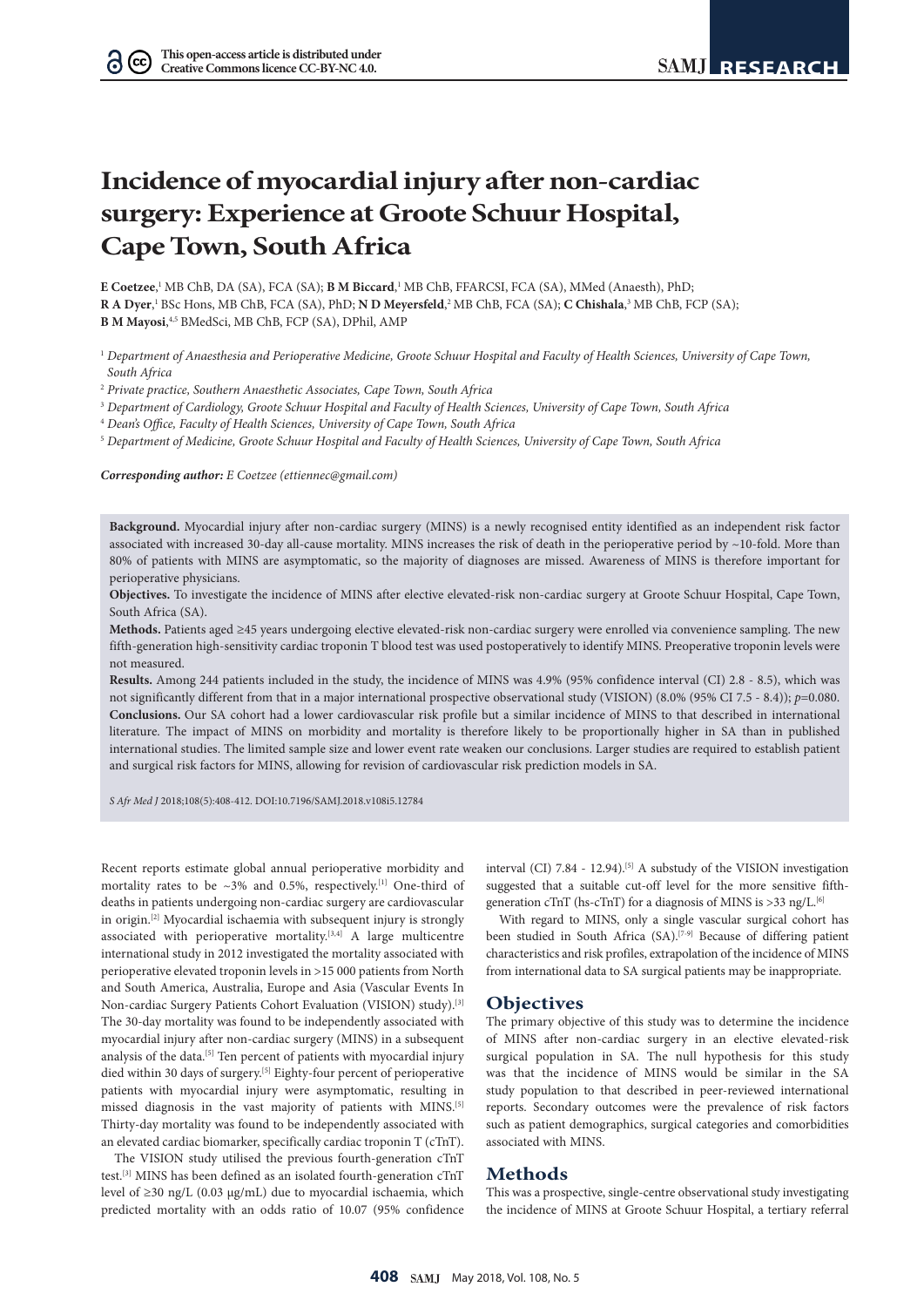# Incidence of myocardial injury after non-cardiac surgery: Experience at Groote Schuur Hospital, Cape Town, South Africa

**E Coetzee**,[1] MB ChB, DA (SA), FCA (SA); **B M Biccard**,[1] MB ChB, FFARCSI, FCA (SA), MMed (Anaesth), PhD; **R A Dyer**,[1] BSc Hons, MB ChB, FCA (SA), PhD; **N D Meyersfeld**,[2] MB ChB, FCA (SA); **C Chishala**,[3] MB ChB, FCP (SA); **B M Mayosi**,[4,5] BMedSci, MB ChB, FCP (SA), DPhil, AMP

[1] *Department of Anaesthesia and Perioperative Medicine, Groote Schuur Hospital and Faculty of Health Sciences, University of Cape Town, South Africa*

[2] *Private practice, Southern Anaesthetic Associates, Cape Town, South Africa*

[3] *Department of Cardiology, Groote Schuur Hospital and Faculty of Health Sciences, University of Cape Town, South Africa*

[4] *Dean's Office, Faculty of Health Sciences, University of Cape Town, South Africa*

[5] *Department of Medicine, Groote Schuur Hospital and Faculty of Health Sciences, University of Cape Town, South Africa*

***Corresponding author:*** *E Coetzee (ettiennec@gmail.com)*

**Background.** Myocardial injury after non-cardiac surgery (MINS) is a newly recognised entity identified as an independent risk factor associated with increased 30-day all-cause mortality. MINS increases the risk of death in the perioperative period by ~10-fold. More than 80% of patients with MINS are asymptomatic, so the majority of diagnoses are missed. Awareness of MINS is therefore important for perioperative physicians.

**Objectives.** To investigate the incidence of MINS after elective elevated-risk non-cardiac surgery at Groote Schuur Hospital, Cape Town, South Africa (SA).

**Methods.** Patients aged ≥45 years undergoing elective elevated-risk non-cardiac surgery were enrolled via convenience sampling. The new fifth-generation high-sensitivity cardiac troponin T blood test was used postoperatively to identify MINS. Preoperative troponin levels were not measured.

**Results.** Among 244 patients included in the study, the incidence of MINS was 4.9% (95% confidence interval (CI) 2.8 - 8.5), which was not significantly different from that in a major international prospective observational study (VISION) (8.0% (95% CI 7.5 - 8.4)); $p$=0.080.

**Conclusions.** Our SA cohort had a lower cardiovascular risk profile but a similar incidence of MINS to that described in international literature. The impact of MINS on morbidity and mortality is therefore likely to be proportionally higher in SA than in published international studies. The limited sample size and lower event rate weaken our conclusions. Larger studies are required to establish patient and surgical risk factors for MINS, allowing for revision of cardiovascular risk prediction models in SA.

*S Afr Med J* 2018;108(5):408-412. DOI:10.7196/SAMJ.2018.v108i5.12784

Recent reports estimate global annual perioperative morbidity and mortality rates to be ~3% and 0.5%, respectively.[1] One-third of deaths in patients undergoing non-cardiac surgery are cardiovascular in origin.[2] Myocardial ischaemia with subsequent injury is strongly associated with perioperative mortality.[3,4] A large multicentre international study in 2012 investigated the mortality associated with perioperative elevated troponin levels in >15 000 patients from North and South America, Australia, Europe and Asia (Vascular Events In Non-cardiac Surgery Patients Cohort Evaluation (VISION) study).[3] The 30-day mortality was found to be independently associated with myocardial injury after non-cardiac surgery (MINS) in a subsequent analysis of the data.[5] Ten percent of patients with myocardial injury died within 30 days of surgery.[5] Eighty-four percent of perioperative patients with myocardial injury were asymptomatic, resulting in missed diagnosis in the vast majority of patients with MINS.[5] Thirty-day mortality was found to be independently associated with an elevated cardiac biomarker, specifically cardiac troponin T (cTnT).

The VISION study utilised the previous fourth-generation cTnT test.[3] MINS has been defined as an isolated fourth-generation cTnT level of ≥30 ng/L (0.03 µg/mL) due to myocardial ischaemia, which predicted mortality with an odds ratio of 10.07 (95% confidence interval (CI) 7.84 - 12.94).[5] A substudy of the VISION investigation suggested that a suitable cut-off level for the more sensitive fifth-generation cTnT (hs-cTnT) for a diagnosis of MINS is >33 ng/L.[6]

With regard to MINS, only a single vascular surgical cohort has been studied in South Africa (SA).[7-9] Because of differing patient characteristics and risk profiles, extrapolation of the incidence of MINS from international data to SA surgical patients may be inappropriate.

## Objectives

The primary objective of this study was to determine the incidence of MINS after non-cardiac surgery in an elective elevated-risk surgical population in SA. The null hypothesis for this study was that the incidence of MINS would be similar in the SA study population to that described in peer-reviewed international reports. Secondary outcomes were the prevalence of risk factors such as patient demographics, surgical categories and comorbidities associated with MINS.

## Methods

This was a prospective, single-centre observational study investigating the incidence of MINS at Groote Schuur Hospital, a tertiary referral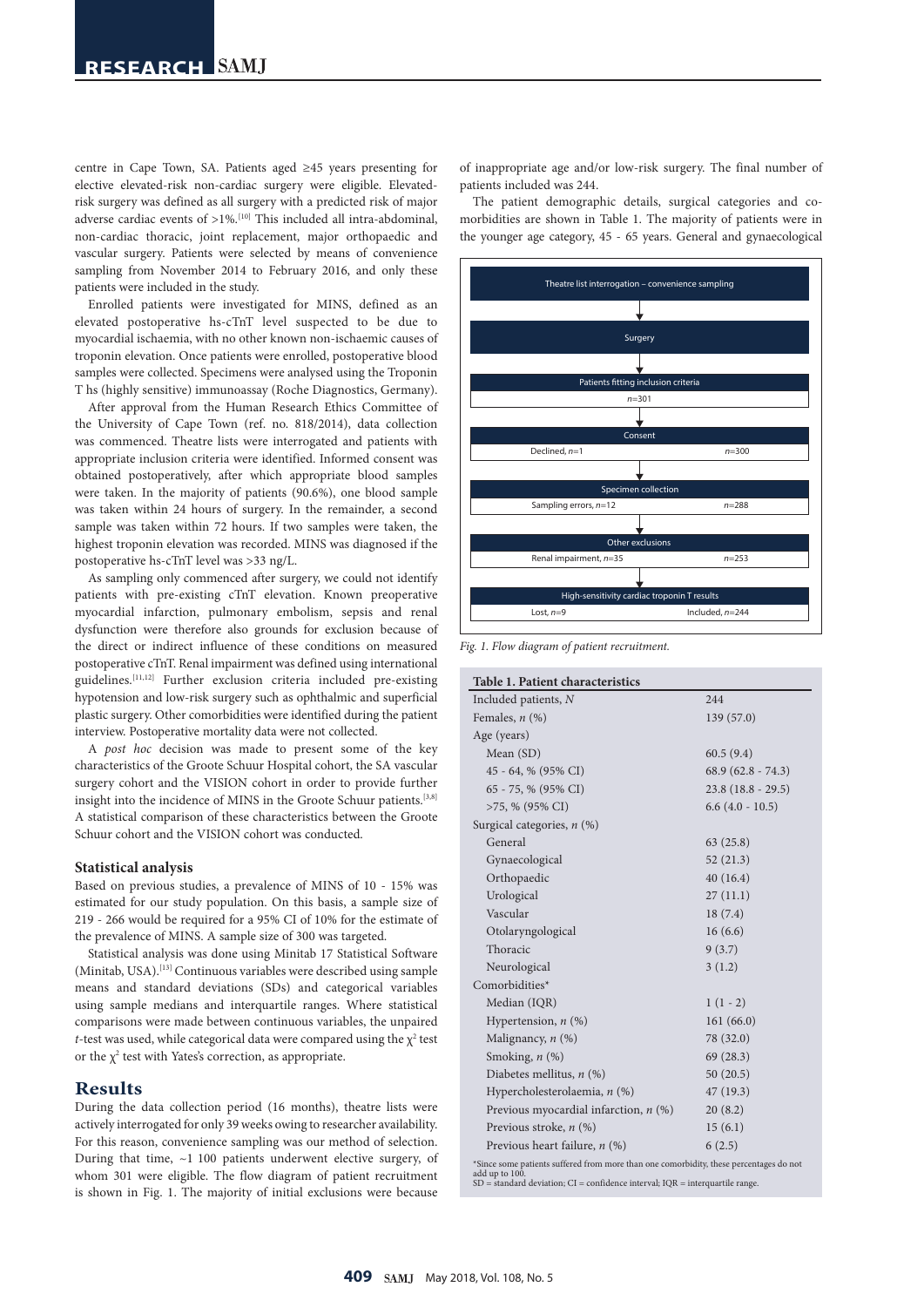centre in Cape Town, SA. Patients aged ≥45 years presenting for elective elevated-risk surgery were eligible. Elevated-risk surgery was defined as all surgery with a predicted risk of major adverse cardiac events of >1%.[10] This included all intra-abdominal, non-cardiac thoracic, joint replacement, major orthopaedic and vascular surgery. Patients were selected by means of convenience sampling from November 2014 to February 2016, and only these patients were included in the study.

Enrolled patients were investigated for MINS, defined as an elevated postoperative hs-cTnT level suspected to be due to myocardial ischaemia, with no other known non-ischaemic causes of troponin elevation. Once patients were enrolled, postoperative blood samples were collected. Specimens were analysed using the Troponin T hs (highly sensitive) immunoassay (Roche Diagnostics, Germany).

After approval from the Human Research Ethics Committee of the University of Cape Town (ref. no. 818/2014), data collection was commenced. Theatre lists were interrogated and patients with appropriate inclusion criteria were identified. Informed consent was obtained postoperatively, after which appropriate blood samples were taken. In the majority of patients (90.6%), one blood sample was taken within 24 hours of surgery. In the remainder, a second sample was taken within 72 hours. If two samples were taken, the highest troponin elevation was recorded. MINS was diagnosed if the postoperative hs-cTnT level was >33 ng/L.

As sampling only commenced after surgery, we could not identify patients with pre-existing cTnT elevation. Known preoperative myocardial infarction, pulmonary embolism, sepsis and renal dysfunction were therefore also grounds for exclusion because of the direct or indirect influence of these conditions on measured postoperative cTnT. Renal impairment was defined using international guidelines.[11,12] Further exclusion criteria included pre-existing hypotension and low-risk surgery such as ophthalmic and superficial plastic surgery. Other comorbidities were identified during the patient interview. Postoperative mortality data were not collected.

A *post hoc* decision was made to present some of the key characteristics of the Groote Schuur Hospital cohort, the SA vascular surgery cohort and the VISION cohort in order to provide further insight into the incidence of MINS in the Groote Schuur patients.[3,8] A statistical comparison of these characteristics between the Groote Schuur cohort and the VISION cohort was conducted.

### Statistical analysis

Based on previous studies, a prevalence of MINS of 10 - 15% was estimated for our study population. On this basis, a sample size of 219 - 266 would be required for a 95% CI of 10% for the estimate of the prevalence of MINS. A sample size of 300 was targeted.

Statistical analysis was done using Minitab 17 Statistical Software (Minitab, USA).[13] Continuous variables were described using sample means and standard deviations (SDs) and categorical variables using sample medians and interquartile ranges. Where statistical comparisons were made between continuous variables, the unpaired *t*-test was used, while categorical data were compared using the $\chi^2$ test or the $\chi^2$ test with Yates's correction, as appropriate.

## Results

During the data collection period (16 months), theatre lists were actively interrogated for only 39 weeks owing to researcher availability. For this reason, convenience sampling was our method of selection. During that time, ~1 100 patients underwent elective surgery, of whom 301 were eligible. The flow diagram of patient recruitment is shown in Fig. 1. The majority of initial exclusions were because of inappropriate age and/or low-risk surgery. The final number of patients included was 244.

The patient demographic details, surgical categories and co-morbidities are shown in Table 1. The majority of patients were in the younger age category, 45 - 65 years. General and gynaecological

Theatre list interrogation – convenience sampling
↓
Surgery
↓
Patients fitting inclusion criteria: *n*=301
↓
Consent: Declined, *n*=1; *n*=300
↓
Specimen collection: Sampling errors, *n*=12; *n*=288
↓
Other exclusions: Renal impairment, *n*=35; *n*=253
↓
High-sensitivity cardiac troponin T results: Lost, *n*=9; Included, *n*=244

*Fig. 1. Flow diagram of patient recruitment.*

**Table 1. Patient characteristics**

| | |
|---|---|
| Included patients, *N* | 244 |
| Females, *n* (%) | 139 (57.0) |
| Age (years) | |
| Mean (SD) | 60.5 (9.4) |
| 45 - 64, % (95% CI) | 68.9 (62.8 - 74.3) |
| 65 - 75, % (95% CI) | 23.8 (18.8 - 29.5) |
| >75, % (95% CI) | 6.6 (4.0 - 10.5) |
| Surgical categories, *n* (%) | |
| General | 63 (25.8) |
| Gynaecological | 52 (21.3) |
| Orthopaedic | 40 (16.4) |
| Urological | 27 (11.1) |
| Vascular | 18 (7.4) |
| Otolaryngological | 16 (6.6) |
| Thoracic | 9 (3.7) |
| Neurological | 3 (1.2) |
| Comorbidities* | |
| Median (IQR) | 1 (1 - 2) |
| Hypertension, *n* (%) | 161 (66.0) |
| Malignancy, *n* (%) | 78 (32.0) |
| Smoking, *n* (%) | 69 (28.3) |
| Diabetes mellitus, *n* (%) | 50 (20.5) |
| Hypercholesterolaemia, *n* (%) | 47 (19.3) |
| Previous myocardial infarction, *n* (%) | 20 (8.2) |
| Previous stroke, *n* (%) | 15 (6.1) |
| Previous heart failure, *n* (%) | 6 (2.5) |

*Since some patients suffered from more than one comorbidity, these percentages do not add up to 100.
SD = standard deviation; CI = confidence interval; IQR = interquartile range.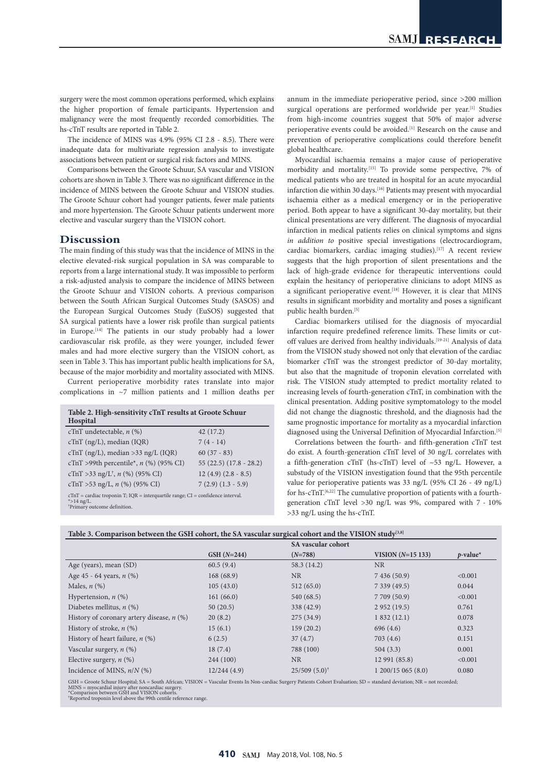surgery were the most common operations performed, which explains the higher proportion of female participants. Hypertension and malignancy were the most frequently recorded comorbidities. The hs-cTnT results are reported in Table 2.

The incidence of MINS was 4.9% (95% CI 2.8 - 8.5). There were inadequate data for multivariate regression analysis to investigate associations between patient or surgical risk factors and MINS.

Comparisons between the Groote Schuur, SA vascular and VISION cohorts are shown in Table 3. There was no significant difference in the incidence of MINS between the Groote Schuur and VISION studies. The Groote Schuur cohort had younger patients, fewer male patients and more hypertension. The Groote Schuur patients underwent more elective and vascular surgery than the VISION cohort.

## Discussion

The main finding of this study was that the incidence of MINS in the elective elevated-risk surgical population in SA was comparable to reports from a large international study. It was impossible to perform a risk-adjusted analysis to compare the incidence of MINS between the Groote Schuur and VISION cohorts. A previous comparison between the South African Surgical Outcomes Study (SASOS) and the European Surgical Outcomes Study (EuSOS) suggested that SA surgical patients have a lower risk profile than surgical patients in Europe.[14] The patients in our study probably had a lower cardiovascular risk profile, as they were younger, included fewer males and had more elective surgery than the VISION cohort, as seen in Table 3. This has important public health implications for SA, because of the major morbidity and mortality associated with MINS.

Current perioperative morbidity rates translate into major complications in ~7 million patients and 1 million deaths per annum in the immediate perioperative period, since >200 million surgical operations are performed worldwide per year.[1] Studies from high-income countries suggest that 50% of major adverse perioperative events could be avoided.[1] Research on the cause and prevention of perioperative complications could therefore benefit global healthcare.

Myocardial ischaemia remains a major cause of perioperative morbidity and mortality.[15] To provide some perspective, 7% of medical patients who are treated in hospital for an acute myocardial infarction die within 30 days.[16] Patients may present with myocardial ischaemia either as a medical emergency or in the perioperative period. Both appear to have a significant 30-day mortality, but their clinical presentations are very different. The diagnosis of myocardial infarction in medical patients relies on clinical symptoms and signs *in addition to* positive special investigations (electrocardiogram, cardiac biomarkers, cardiac imaging studies).[17] A recent review suggests that the high proportion of silent presentations and the lack of high-grade evidence for therapeutic interventions could explain the hesitancy of perioperative clinicians to adopt MINS as a significant perioperative event.[18] However, it is clear that MINS results in significant morbidity and mortality and poses a significant public health burden.[5]

Cardiac biomarkers utilised for the diagnosis of myocardial infarction require predefined reference limits. These limits or cut-off values are derived from healthy individuals.[19-21] Analysis of data from the VISION study showed not only that elevation of the cardiac biomarker cTnT was the strongest predictor of 30-day mortality, but also that the magnitude of troponin elevation correlated with risk. The VISION study attempted to predict mortality related to increasing levels of fourth-generation cTnT, in combination with the clinical presentation. Adding positive symptomatology to the model did not change the diagnostic threshold, and the diagnosis had the same prognostic importance for mortality as a myocardial infarction diagnosed using the Universal Definition of Myocardial Infarction.[5]

Correlations between the fourth- and fifth-generation cTnT test do exist. A fourth-generation cTnT level of 30 ng/L correlates with a fifth-generation cTnT (hs-cTnT) level of ~53 ng/L. However, a substudy of the VISION investigation found that the 95th percentile value for perioperative patients was 33 ng/L (95% CI 26 - 49 ng/L) for hs-cTnT.[6,22] The cumulative proportion of patients with a fourth-generation cTnT level >30 ng/L was 9%, compared with 7 - 10% >33 ng/L using the hs-cTnT.

**Table 2. High-sensitivity cTnT results at Groote Schuur Hospital**

| | |
|---|---|
| cTnT undetectable, *n* (%) | 42 (17.2) |
| cTnT (ng/L), median (IQR) | 7 (4 - 14) |
| cTnT (ng/L), median >33 ng/L (IQR) | 60 (37 - 83) |
| cTnT >99th percentile*, *n* (%) (95% CI) | 55 (22.5) (17.8 - 28.2) |
| cTnT >33 ng/L†, *n* (%) (95% CI) | 12 (4.9) (2.8 - 8.5) |
| cTnT >53 ng/L, *n* (%) (95% CI) | 7 (2.9) (1.3 - 5.9) |

cTnT = cardiac troponin T; IQR = interquartile range; CI = confidence interval.
*>14 ng/L.
†Primary outcome definition.

**Table 3. Comparison between the GSH cohort, the SA vascular surgical cohort and the VISION study[3,8]**

| | GSH (*N*=244) | SA vascular cohort (*N*=788) | VISION (*N*=15 133) | *p*-value* |
|---|---|---|---|---|
| Age (years), mean (SD) | 60.5 (9.4) | 58.3 (14.2) | NR | |
| Age 45 - 64 years, *n* (%) | 168 (68.9) | NR | 7 436 (50.9) | <0.001 |
| Males, *n* (%) | 105 (43.0) | 512 (65.0) | 7 339 (49.5) | 0.044 |
| Hypertension, *n* (%) | 161 (66.0) | 540 (68.5) | 7 709 (50.9) | <0.001 |
| Diabetes mellitus, *n* (%) | 50 (20.5) | 338 (42.9) | 2 952 (19.5) | 0.761 |
| History of coronary artery disease, *n* (%) | 20 (8.2) | 275 (34.9) | 1 832 (12.1) | 0.078 |
| History of stroke, *n* (%) | 15 (6.1) | 159 (20.2) | 696 (4.6) | 0.323 |
| History of heart failure, *n* (%) | 6 (2.5) | 37 (4.7) | 703 (4.6) | 0.151 |
| Vascular surgery, *n* (%) | 18 (7.4) | 788 (100) | 504 (3.3) | 0.001 |
| Elective surgery, *n* (%) | 244 (100) | NR | 12 991 (85.8) | <0.001 |
| Incidence of MINS, *n*/*N* (%) | 12/244 (4.9) | 25/509 (5.0)† | 1 200/15 065 (8.0) | 0.080 |

GSH = Groote Schuur Hospital; SA = South African; VISION = Vascular Events In Non-cardiac Surgery Patients Cohort Evaluation; SD = standard deviation; NR = not recorded; MINS = myocardial injury after noncardiac surgery.
*Comparison between GSH and VISION cohorts.
†Reported troponin level above the 99th centile reference range.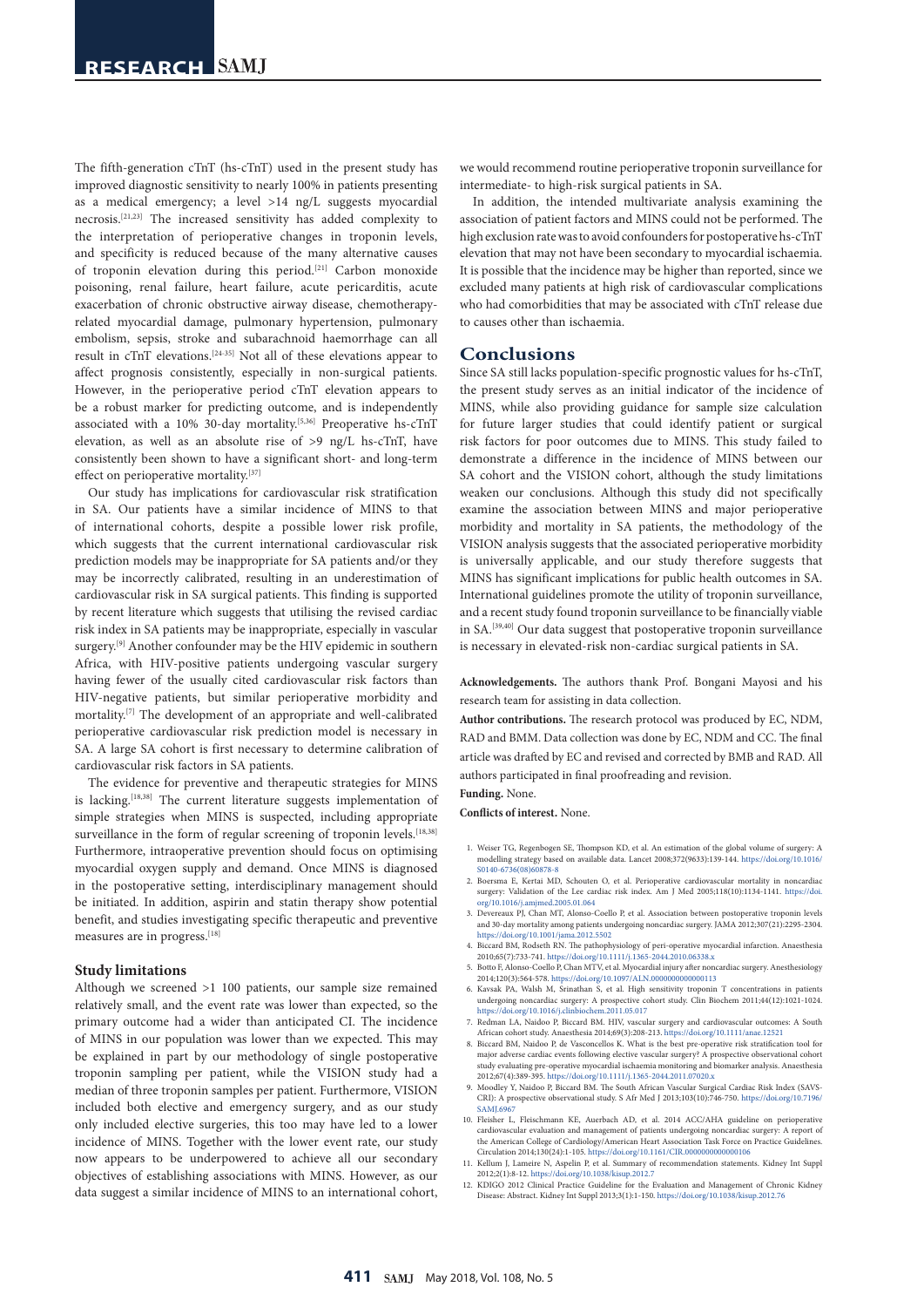The fifth-generation cTnT (hs-cTnT) used in the present study has improved diagnostic sensitivity to nearly 100% in patients presenting as a medical emergency; a level >14 ng/L suggests myocardial necrosis.[21,23] The increased sensitivity has added complexity to the interpretation of perioperative changes in troponin levels, and specificity is reduced because of the many alternative causes of troponin elevation during this period.[21] Carbon monoxide poisoning, renal failure, heart failure, acute pericarditis, acute exacerbation of chronic obstructive airway disease, chemotherapy-related myocardial damage, pulmonary hypertension, pulmonary embolism, sepsis, stroke and subarachnoid haemorrhage can all result in cTnT elevations.[24-35] Not all of these elevations appear to affect prognosis consistently, especially in non-surgical patients. However, in the perioperative period cTnT elevation appears to be a robust marker for predicting outcome, and is independently associated with a 10% 30-day mortality.[5,36] Preoperative hs-cTnT elevation, as well as an absolute rise of >9 ng/L hs-cTnT, have consistently been shown to have a significant short- and long-term effect on perioperative mortality.[37]

Our study has implications for cardiovascular risk stratification in SA. Our patients have a similar incidence of MINS to that of international cohorts, despite a possible lower risk profile, which suggests that the current international cardiovascular risk prediction models may be inappropriate for SA patients and/or they may be incorrectly calibrated, resulting in an underestimation of cardiovascular risk in SA surgical patients. This finding is supported by recent literature which suggests that utilising the revised cardiac risk index in SA patients may be inappropriate, especially in vascular surgery.[9] Another confounder may be the HIV epidemic in southern Africa, with HIV-positive patients undergoing vascular surgery having fewer of the usually cited cardiovascular risk factors than HIV-negative patients, but similar perioperative morbidity and mortality.[7] The development of an appropriate and well-calibrated perioperative cardiovascular risk prediction model is necessary in SA. A large SA cohort is first necessary to determine calibration of cardiovascular risk factors in SA patients.

The evidence for preventive and therapeutic strategies for MINS is lacking.[18,38] The current literature suggests implementation of simple strategies when MINS is suspected, including appropriate surveillance in the form of regular screening of troponin levels.[18,38] Furthermore, intraoperative prevention should focus on optimising myocardial oxygen supply and demand. Once MINS is diagnosed in the postoperative setting, interdisciplinary management should be initiated. In addition, aspirin and statin therapy show potential benefit, and studies investigating specific therapeutic and preventive measures are in progress.[18]

### Study limitations

Although we screened >1 100 patients, our sample size remained relatively small, and the event rate was lower than expected, so the primary outcome had a wider than anticipated CI. The incidence of MINS in our population was lower than we expected. This may be explained in part by our methodology of single postoperative troponin sampling per patient, while the VISION study had a median of three troponin samples per patient. Furthermore, VISION included both elective and emergency surgery, and as our study only included elective surgeries, this too may have led to a lower incidence of MINS. Together with the lower event rate, our study now appears to be underpowered to achieve all our secondary objectives of establishing associations with MINS. However, as our data suggest a similar incidence of MINS to an international cohort, we would recommend routine perioperative troponin surveillance for intermediate- to high-risk surgical patients in SA.

In addition, the intended multivariate analysis examining the association of patient factors and MINS could not be performed. The high exclusion rate was to avoid confounders for postoperative hs-cTnT elevation that may not have been secondary to myocardial ischaemia. It is possible that the incidence may be higher than reported, since we excluded many patients at high risk of cardiovascular complications who had comorbidities that may be associated with cTnT release due to causes other than ischaemia.

## Conclusions

Since SA still lacks population-specific prognostic values for hs-cTnT, the present study serves as an initial indicator of the incidence of MINS, while also providing guidance for sample size calculation for future larger studies that could identify patient or surgical risk factors for poor outcomes due to MINS. This study failed to demonstrate a difference in the incidence of MINS between our SA cohort and the VISION cohort, although the study limitations weaken our conclusions. Although this study did not specifically examine the association between MINS and major perioperative morbidity and mortality in SA patients, the methodology of the VISION analysis suggests that the associated perioperative morbidity is universally applicable, and our study therefore suggests that MINS has significant implications for public health outcomes in SA. International guidelines promote the utility of troponin surveillance, and a recent study found troponin surveillance to be financially viable in SA.[39,40] Our data suggest that postoperative troponin surveillance is necessary in elevated-risk non-cardiac surgical patients in SA.

**Acknowledgements.** The authors thank Prof. Bongani Mayosi and his research team for assisting in data collection.

**Author contributions.** The research protocol was produced by EC, NDM, RAD and BMM. Data collection was done by EC, NDM and CC. The final article was drafted by EC and revised and corrected by BMB and RAD. All authors participated in final proofreading and revision.

**Funding.** None.

**Conflicts of interest.** None.

1. Weiser TG, Regenbogen SE, Thompson KD, et al. An estimation of the global volume of surgery: A modelling strategy based on available data. Lancet 2008;372(9633):139-144. https://doi.org/10.1016/S0140-6736(08)60878-8
2. Boersma E, Kertai MD, Schouten O, et al. Perioperative cardiovascular mortality in noncardiac surgery: Validation of the Lee cardiac risk index. Am J Med 2005;118(10):1134-1141. https://doi.org/10.1016/j.amjmed.2005.01.064
3. Devereaux PJ, Chan MT, Alonso-Coello P, et al. Association between postoperative troponin levels and 30-day mortality among patients undergoing noncardiac surgery. JAMA 2012;307(21):2295-2304. https://doi.org/10.1001/jama.2012.5502
4. Biccard BM, Rodseth RN. The pathophysiology of peri-operative myocardial infarction. Anaesthesia 2010;65(7):733-741. https://doi.org/10.1111/j.1365-2044.2010.06338.x
5. Botto F, Alonso-Coello P, Chan MTV, et al. Myocardial injury after noncardiac surgery. Anesthesiology 2014;120(3):564-578. https://doi.org/10.1097/ALN.0000000000000113
6. Kavsak PA, Walsh M, Srinathan S, et al. High sensitivity troponin T concentrations in patients undergoing noncardiac surgery: A prospective cohort study. Clin Biochem 2011;44(12):1021-1024. https://doi.org/10.1016/j.clinbiochem.2011.05.017
7. Redman LA, Naidoo P, Biccard BM. HIV, vascular surgery and cardiovascular outcomes: A South African cohort study. Anaesthesia 2014;69(3):208-213. https://doi.org/10.1111/anae.12521
8. Biccard BM, Naidoo P, de Vasconcellos K. What is the best pre-operative risk stratification tool for major adverse cardiac events following elective vascular surgery? A prospective observational cohort study evaluating pre-operative myocardial ischaemia monitoring and biomarker analysis. Anaesthesia 2012;67(4):389-395. https://doi.org/10.1111/j.1365-2044.2011.07020.x
9. Moodley Y, Naidoo P, Biccard BM. The South African Vascular Surgical Cardiac Risk Index (SAVS-CRI): A prospective observational study. S Afr Med J 2013;103(10):746-750. https://doi.org/10.7196/SAMJ.6967
10. Fleisher L, Fleischmann KE, Auerbach AD, et al. 2014 ACC/AHA guideline on perioperative cardiovascular evaluation and management of patients undergoing noncardiac surgery: A report of the American College of Cardiology/American Heart Association Task Force on Practice Guidelines. Circulation 2014;130(24):1-105. https://doi.org/10.1161/CIR.0000000000000106
11. Kellum J, Lameire N, Aspelin P, et al. Summary of recommendation statements. Kidney Int Suppl 2012;2(1):8-12. https://doi.org/10.1038/kisup.2012.7
12. KDIGO 2012 Clinical Practice Guideline for the Evaluation and Management of Chronic Kidney Disease: Abstract. Kidney Int Suppl 2013;3(1):1-150. https://doi.org/10.1038/kisup.2012.76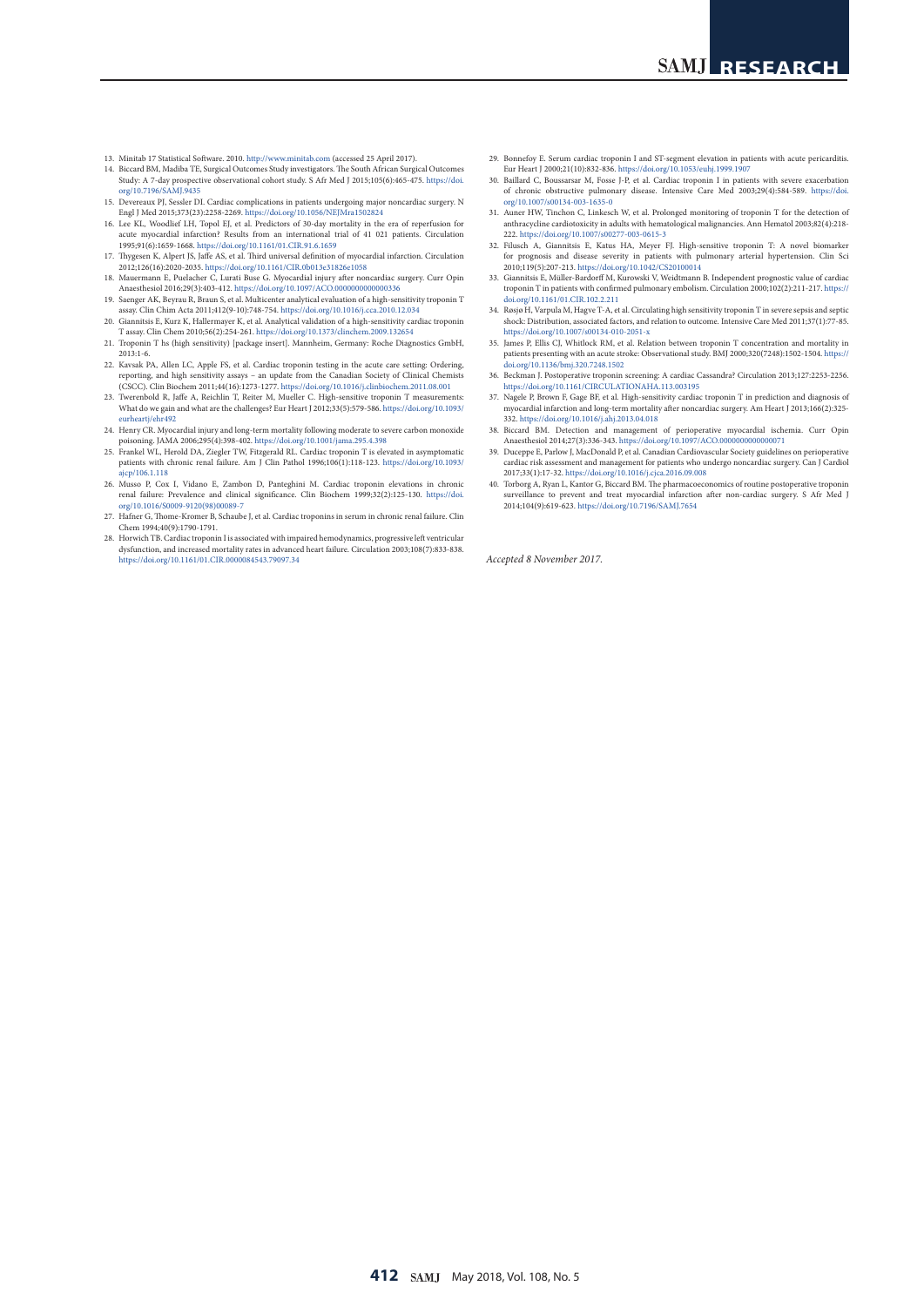13. Minitab 17 Statistical Software. 2010. http://www.minitab.com (accessed 25 April 2017).
14. Biccard BM, Madiba TE, Surgical Outcomes Study investigators. The South African Surgical Outcomes Study: A 7-day prospective observational cohort study. S Afr Med J 2015;105(6):465-475. https://doi.org/10.7196/SAMJ.9435
15. Devereaux PJ, Sessler DI. Cardiac complications in patients undergoing major noncardiac surgery. N Engl J Med 2015;373(23):2258-2269. https://doi.org/10.1056/NEJMra1502824
16. Lee KL, Woodlief LH, Topol EJ, et al. Predictors of 30-day mortality in the era of reperfusion for acute myocardial infarction? Results from an international trial of 41 021 patients. Circulation 1995;91(6):1659-1668. https://doi.org/10.1161/01.CIR.91.6.1659
17. Thygesen K, Alpert JS, Jaffe AS, et al. Third universal definition of myocardial infarction. Circulation 2012;126(16):2020-2035. https://doi.org/10.1161/CIR.0b013e31826e1058
18. Mauermann E, Puelacher C, Lurati Buse G. Myocardial injury after noncardiac surgery. Curr Opin Anaesthesiol 2016;29(3):403-412. https://doi.org/10.1097/ACO.0000000000000336
19. Saenger AK, Beyrau R, Braun S, et al. Multicenter analytical evaluation of a high-sensitivity troponin T assay. Clin Chim Acta 2011;412(9-10):748-754. https://doi.org/10.1016/j.cca.2010.12.034
20. Giannitsis E, Kurz K, Hallermayer K, et al. Analytical validation of a high-sensitivity cardiac troponin T assay. Clin Chem 2010;56(2):254-261. https://doi.org/10.1373/clinchem.2009.132654
21. Troponin T hs (high sensitivity) [package insert]. Mannheim, Germany: Roche Diagnostics GmbH, 2013:1-6.
22. Kavsak PA, Allen LC, Apple FS, et al. Cardiac troponin testing in the acute care setting: Ordering, reporting, and high sensitivity assays – an update from the Canadian Society of Clinical Chemists (CSCC). Clin Biochem 2011;44(16):1273-1277. https://doi.org/10.1016/j.clinbiochem.2011.08.001
23. Twerenbold R, Jaffe A, Reichlin T, Reiter M, Mueller C. High-sensitive troponin T measurements: What do we gain and what are the challenges? Eur Heart J 2012;33(5):579-586. https://doi.org/10.1093/eurheartj/ehr492
24. Henry CR. Myocardial injury and long-term mortality following moderate to severe carbon monoxide poisoning. JAMA 2006;295(4):398-402. https://doi.org/10.1001/jama.295.4.398
25. Frankel WL, Herold DA, Ziegler TW, Fitzgerald RL. Cardiac troponin T is elevated in asymptomatic patients with chronic renal failure. Am J Clin Pathol 1996;106(1):118-123. https://doi.org/10.1093/ajcp/106.1.118
26. Musso P, Cox I, Vidano E, Zambon D, Panteghini M. Cardiac troponin elevations in chronic renal failure: Prevalence and clinical significance. Clin Biochem 1999;32(2):125-130. https://doi.org/10.1016/S0009-9120(98)00089-7
27. Hafner G, Thome-Kromer B, Schaube J, et al. Cardiac troponins in serum in chronic renal failure. Clin Chem 1994;40(9):1790-1791.
28. Horwich TB. Cardiac troponin I is associated with impaired hemodynamics, progressive left ventricular dysfunction, and increased mortality rates in advanced heart failure. Circulation 2003;108(7):833-838. https://doi.org/10.1161/01.CIR.0000084543.79097.34
29. Bonnefoy E. Serum cardiac troponin I and ST-segment elevation in patients with acute pericarditis. Eur Heart J 2000;21(10):832-836. https://doi.org/10.1053/euhj.1999.1907
30. Baillard C, Boussarsar M, Fosse J-P, et al. Cardiac troponin I in patients with severe exacerbation of chronic obstructive pulmonary disease. Intensive Care Med 2003;29(4):584-589. https://doi.org/10.1007/s00134-003-1635-0
31. Auner HW, Tinchon C, Linkesch W, et al. Prolonged monitoring of troponin T for the detection of anthracycline cardiotoxicity in adults with hematological malignancies. Ann Hematol 2003;82(4):218-222. https://doi.org/10.1007/s00277-003-0615-3
32. Filusch A, Giannitsis E, Katus HA, Meyer FJ. High-sensitive troponin T: A novel biomarker for prognosis and disease severity in patients with pulmonary arterial hypertension. Clin Sci 2010;119(5):207-213. https://doi.org/10.1042/CS20100014
33. Giannitsis E, Müller-Bardorff M, Kurowski V, Weidtmann B. Independent prognostic value of cardiac troponin T in patients with confirmed pulmonary embolism. Circulation 2000;102(2):211-217. https://doi.org/10.1161/01.CIR.102.2.211
34. Røsjø H, Varpula M, Hagve T-A, et al. Circulating high sensitivity troponin T in severe sepsis and septic shock: Distribution, associated factors, and relation to outcome. Intensive Care Med 2011;37(1):77-85. https://doi.org/10.1007/s00134-010-2051-x
35. James P, Ellis CJ, Whitlock RM, et al. Relation between troponin T concentration and mortality in patients presenting with an acute stroke: Observational study. BMJ 2000;320(7248):1502-1504. https://doi.org/10.1136/bmj.320.7248.1502
36. Beckman J. Postoperative troponin screening: A cardiac Cassandra? Circulation 2013;127:2253-2256. https://doi.org/10.1161/CIRCULATIONAHA.113.003195
37. Nagele P, Brown F, Gage BF, et al. High-sensitivity cardiac troponin T in prediction and diagnosis of myocardial infarction and long-term mortality after noncardiac surgery. Am Heart J 2013;166(2):325-332. https://doi.org/10.1016/j.ahj.2013.04.018
38. Biccard BM. Detection and management of perioperative myocardial ischemia. Curr Opin Anaesthesiol 2014;27(3):336-343. https://doi.org/10.1097/ACO.0000000000000071
39. Duceppe E, Parlow J, MacDonald P, et al. Canadian Cardiovascular Society guidelines on perioperative cardiac risk assessment and management for patients who undergo noncardiac surgery. Can J Cardiol 2017;33(1):17-32. https://doi.org/10.1016/j.cjca.2016.09.008
40. Torborg A, Ryan L, Kantor G, Biccard BM. The pharmacoeconomics of routine postoperative troponin surveillance to prevent and treat myocardial infarction after non-cardiac surgery. S Afr Med J 2014;104(9):619-623. https://doi.org/10.7196/SAMJ.7654

*Accepted 8 November 2017.*